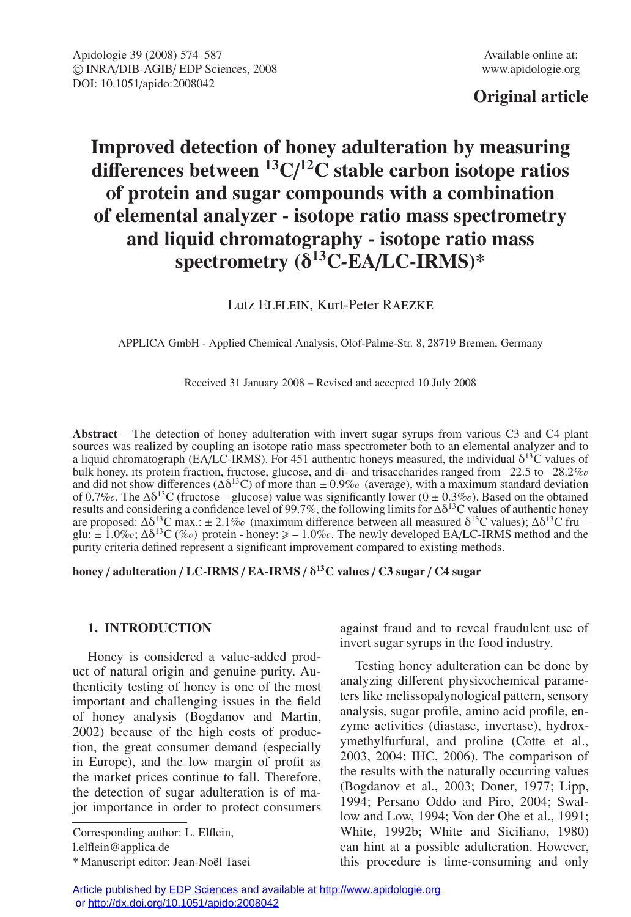**Original article**

# Improved detection of honey adulteration by measuring differences between $^{13}C/^{12}C$ stable carbon isotope ratios of protein and sugar compounds with a combination of elemental analyzer - isotope ratio mass spectrometry and liquid chromatography - isotope ratio mass spectrometry ($\delta^{13}C$-EA/LC-IRMS)*

Lutz ELFLEIN, Kurt-Peter RAEZKE

APPLICA GmbH - Applied Chemical Analysis, Olof-Palme-Str. 8, 28719 Bremen, Germany

Received 31 January 2008 – Revised and accepted 10 July 2008

**Abstract** – The detection of honey adulteration with invert sugar syrups from various C3 and C4 plant sources was realized by coupling an isotope ratio mass spectrometer both to an elemental analyzer and to a liquid chromatograph (EA/LC-IRMS). For 451 authentic honeys measured, the individual $\delta^{13}C$ values of bulk honey, its protein fraction, fructose, glucose, and di- and trisaccharides ranged from –22.5 to –28.2‰ and did not show differences ($\Delta\delta^{13}C$) of more than ± 0.9‰ (average), with a maximum standard deviation of 0.7‰. The $\Delta\delta^{13}C$ (fructose – glucose) value was significantly lower (0 ± 0.3‰). Based on the obtained results and considering a confidence level of 99.7%, the following limits for $\Delta\delta^{13}C$ values of authentic honey are proposed: $\Delta\delta^{13}C$ max.: ± 2.1‰ (maximum difference between all measured $\delta^{13}C$ values); $\Delta\delta^{13}C$ fru – glu: ± 1.0‰; $\Delta\delta^{13}C$ (‰) protein - honey: ⩾ – 1.0‰. The newly developed EA/LC-IRMS method and the purity criteria defined represent a significant improvement compared to existing methods.

**honey / adulteration / LC-IRMS / EA-IRMS / $\delta^{13}C$ values / C3 sugar / C4 sugar**

## 1. INTRODUCTION

Honey is considered a value-added product of natural origin and genuine purity. Authenticity testing of honey is one of the most important and challenging issues in the field of honey analysis (Bogdanov and Martin, 2002) because of the high costs of production, the great consumer demand (especially in Europe), and the low margin of profit as the market prices continue to fall. Therefore, the detection of sugar adulteration is of major importance in order to protect consumers against fraud and to reveal fraudulent use of invert sugar syrups in the food industry.

Testing honey adulteration can be done by analyzing different physicochemical parameters like melissopalynological pattern, sensory analysis, sugar profile, amino acid profile, enzyme activities (diastase, invertase), hydroxymethylfurfural, and proline (Cotte et al., 2003, 2004; IHC, 2006). The comparison of the results with the naturally occurring values (Bogdanov et al., 2003; Doner, 1977; Lipp, 1994; Persano Oddo and Piro, 2004; Swallow and Low, 1994; Von der Ohe et al., 1991; White, 1992b; White and Siciliano, 1980) can hint at a possible adulteration. However, this procedure is time-consuming and only

Corresponding author: L. Elflein, l.elflein@applica.de

* Manuscript editor: Jean-Noël Tasei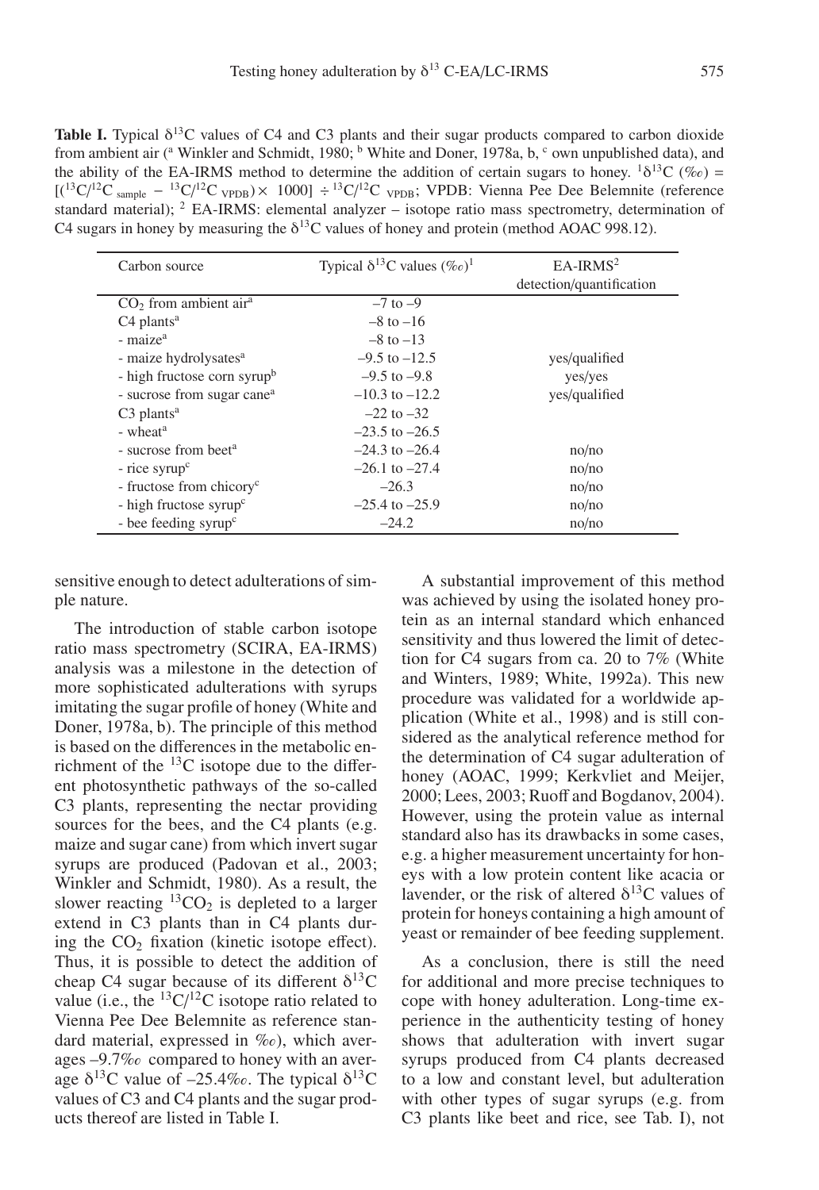**Table I.** Typical $\delta^{13}C$ values of C4 and C3 plants and their sugar products compared to carbon dioxide from ambient air ([a] Winkler and Schmidt, 1980; [b] White and Doner, 1978a, b, [c] own unpublished data), and the ability of the EA-IRMS method to determine the addition of certain sugars to honey. [1] $\delta^{13}C$ (‰) = $[(^{13}C/^{12}C_{\text{sample}} - {}^{13}C/^{12}C_{\text{VPDB}}) \times 1000] \div {}^{13}C/^{12}C_{\text{VPDB}}$; VPDB: Vienna Pee Dee Belemnite (reference standard material); [2] EA-IRMS: elemental analyzer – isotope ratio mass spectrometry, determination of C4 sugars in honey by measuring the $\delta^{13}C$ values of honey and protein (method AOAC 998.12).

| Carbon source | Typical $\delta^{13}C$ values (‰)[1] | EA-IRMS[2] detection/quantification |
|---|---|---|
| $CO_2$ from ambient air[a] | –7 to –9 | |
| C4 plants[a] | –8 to –16 | |
| - maize[a] | –8 to –13 | |
| - maize hydrolysates[a] | –9.5 to –12.5 | yes/qualified |
| - high fructose corn syrup[b] | –9.5 to –9.8 | yes/yes |
| - sucrose from sugar cane[a] | –10.3 to –12.2 | yes/qualified |
| C3 plants[a] | –22 to –32 | |
| - wheat[a] | –23.5 to –26.5 | |
| - sucrose from beet[a] | –24.3 to –26.4 | no/no |
| - rice syrup[c] | –26.1 to –27.4 | no/no |
| - fructose from chicory[c] | –26.3 | no/no |
| - high fructose syrup[c] | –25.4 to –25.9 | no/no |
| - bee feeding syrup[c] | –24.2 | no/no |

sensitive enough to detect adulterations of simple nature.

The introduction of stable carbon isotope ratio mass spectrometry (SCIRA, EA-IRMS) analysis was a milestone in the detection of more sophisticated adulterations with syrups imitating the sugar profile of honey (White and Doner, 1978a, b). The principle of this method is based on the differences in the metabolic enrichment of the $^{13}C$ isotope due to the different photosynthetic pathways of the so-called C3 plants, representing the nectar providing sources for the bees, and the C4 plants (e.g. maize and sugar cane) from which invert sugar syrups are produced (Padovan et al., 2003; Winkler and Schmidt, 1980). As a result, the slower reacting $^{13}CO_2$ is depleted to a larger extend in C3 plants than in C4 plants during the $CO_2$ fixation (kinetic isotope effect). Thus, it is possible to detect the addition of cheap C4 sugar because of its different $\delta^{13}C$ value (i.e., the $^{13}C/^{12}C$ isotope ratio related to Vienna Pee Dee Belemnite as reference standard material, expressed in ‰), which averages –9.7‰ compared to honey with an average $\delta^{13}C$ value of –25.4‰. The typical $\delta^{13}C$ values of C3 and C4 plants and the sugar products thereof are listed in Table I.

A substantial improvement of this method was achieved by using the isolated honey protein as an internal standard which enhanced sensitivity and thus lowered the limit of detection for C4 sugars from ca. 20 to 7% (White and Winters, 1989; White, 1992a). This new procedure was validated for a worldwide application (White et al., 1998) and is still considered as the analytical reference method for the determination of C4 sugar adulteration of honey (AOAC, 1999; Kerkvliet and Meijer, 2000; Lees, 2003; Ruoff and Bogdanov, 2004). However, using the protein value as internal standard also has its drawbacks in some cases, e.g. a higher measurement uncertainty for honeys with a low protein content like acacia or lavender, or the risk of altered $\delta^{13}C$ values of protein for honeys containing a high amount of yeast or remainder of bee feeding supplement.

As a conclusion, there is still the need for additional and more precise techniques to cope with honey adulteration. Long-time experience in the authenticity testing of honey shows that adulteration with invert sugar syrups produced from C4 plants decreased to a low and constant level, but adulteration with other types of sugar syrups (e.g. from C3 plants like beet and rice, see Tab. I), not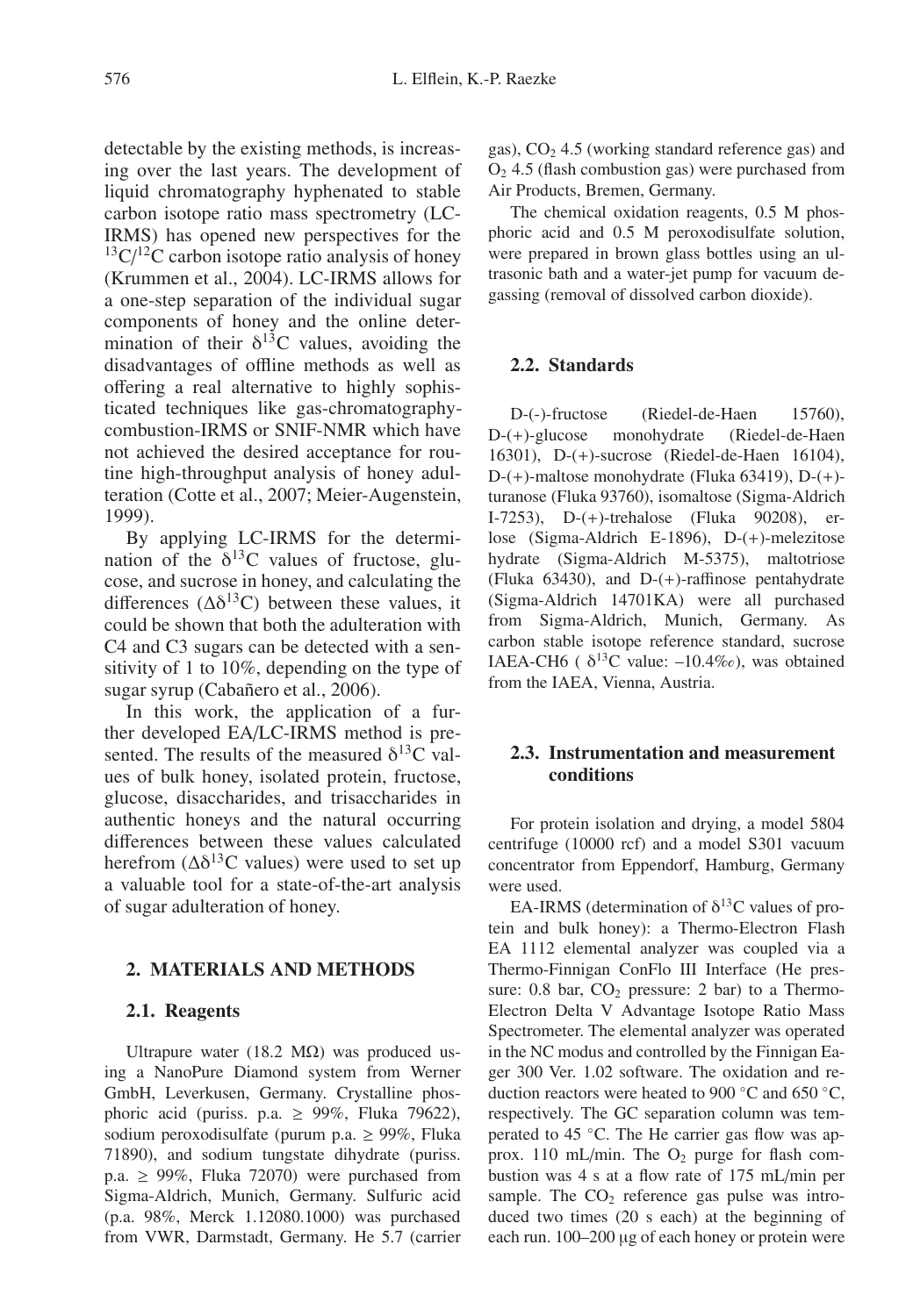detectable by the existing methods, is increasing over the last years. The development of liquid chromatography hyphenated to stable carbon isotope ratio mass spectrometry (LC-IRMS) has opened new perspectives for the $^{13}C/^{12}C$ carbon isotope ratio analysis of honey (Krummen et al., 2004). LC-IRMS allows for a one-step separation of the individual sugar components of honey and the online determination of their $\delta^{13}C$ values, avoiding the disadvantages of offline methods as well as offering a real alternative to highly sophisticated techniques like gas-chromatography-combustion-IRMS or SNIF-NMR which have not achieved the desired acceptance for routine high-throughput analysis of honey adulteration (Cotte et al., 2007; Meier-Augenstein, 1999).

By applying LC-IRMS for the determination of the $\delta^{13}C$ values of fructose, glucose, and sucrose in honey, and calculating the differences ($\Delta\delta^{13}C$) between these values, it could be shown that both the adulteration with C4 and C3 sugars can be detected with a sensitivity of 1 to 10%, depending on the type of sugar syrup (Cabañero et al., 2006).

In this work, the application of a further developed EA/LC-IRMS method is presented. The results of the measured $\delta^{13}C$ values of bulk honey, isolated protein, fructose, glucose, disaccharides, and trisaccharides in authentic honeys and the natural occurring differences between these values calculated herefrom ($\Delta\delta^{13}C$ values) were used to set up a valuable tool for a state-of-the-art analysis of sugar adulteration of honey.

## 2. MATERIALS AND METHODS

### 2.1. Reagents

Ultrapure water (18.2 MΩ) was produced using a NanoPure Diamond system from Werner GmbH, Leverkusen, Germany. Crystalline phosphoric acid (puriss. p.a. ≥ 99%, Fluka 79622), sodium peroxodisulfate (purum p.a. ≥ 99%, Fluka 71890), and sodium tungstate dihydrate (puriss. p.a. ≥ 99%, Fluka 72070) were purchased from Sigma-Aldrich, Munich, Germany. Sulfuric acid (p.a. 98%, Merck 1.12080.1000) was purchased from VWR, Darmstadt, Germany. He 5.7 (carrier gas), $CO_2$ 4.5 (working standard reference gas) and $O_2$ 4.5 (flash combustion gas) were purchased from Air Products, Bremen, Germany.

The chemical oxidation reagents, 0.5 M phosphoric acid and 0.5 M peroxodisulfate solution, were prepared in brown glass bottles using an ultrasonic bath and a water-jet pump for vacuum degassing (removal of dissolved carbon dioxide).

### 2.2. Standards

D-(-)-fructose (Riedel-de-Haen 15760), D-(+)-glucose monohydrate (Riedel-de-Haen 16301), D-(+)-sucrose (Riedel-de-Haen 16104), D-(+)-maltose monohydrate (Fluka 63419), D-(+)-turanose (Fluka 93760), isomaltose (Sigma-Aldrich I-7253), D-(+)-trehalose (Fluka 90208), erlose (Sigma-Aldrich E-1896), D-(+)-melezitose hydrate (Sigma-Aldrich M-5375), maltotriose (Fluka 63430), and D-(+)-raffinose pentahydrate (Sigma-Aldrich 14701KA) were all purchased from Sigma-Aldrich, Munich, Germany. As carbon stable isotope reference standard, sucrose IAEA-CH6 ( $\delta^{13}C$ value: –10.4‰), was obtained from the IAEA, Vienna, Austria.

### 2.3. Instrumentation and measurement conditions

For protein isolation and drying, a model 5804 centrifuge (10000 rcf) and a model S301 vacuum concentrator from Eppendorf, Hamburg, Germany were used.

EA-IRMS (determination of $\delta^{13}C$ values of protein and bulk honey): a Thermo-Electron Flash EA 1112 elemental analyzer was coupled via a Thermo-Finnigan ConFlo III Interface (He pressure: 0.8 bar, $CO_2$ pressure: 2 bar) to a Thermo-Electron Delta V Advantage Isotope Ratio Mass Spectrometer. The elemental analyzer was operated in the NC modus and controlled by the Finnigan Eager 300 Ver. 1.02 software. The oxidation and reduction reactors were heated to 900 °C and 650 °C, respectively. The GC separation column was temperated to 45 °C. The He carrier gas flow was approx. 110 mL/min. The $O_2$ purge for flash combustion was 4 s at a flow rate of 175 mL/min per sample. The $CO_2$ reference gas pulse was introduced two times (20 s each) at the beginning of each run. 100–200 µg of each honey or protein were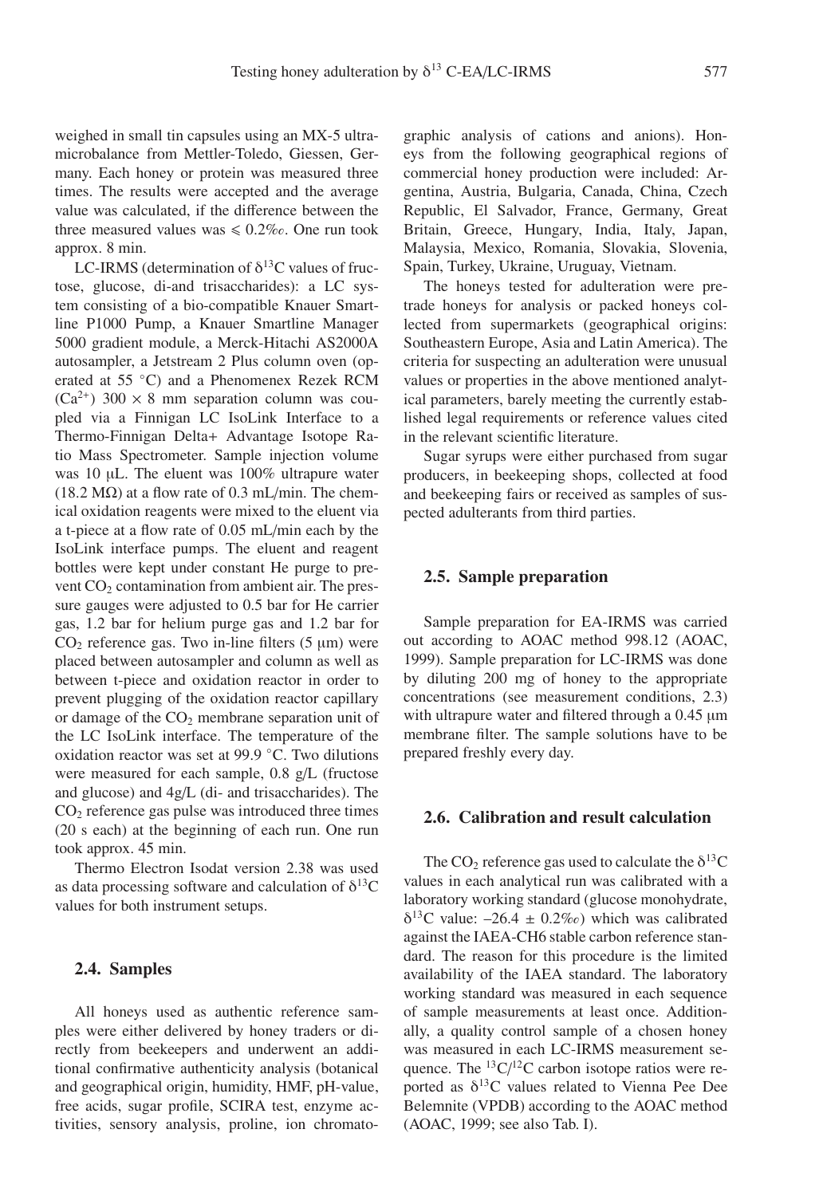weighed in small tin capsules using an MX-5 ultramicrobalance from Mettler-Toledo, Giessen, Germany. Each honey or protein was measured three times. The results were accepted and the average value was calculated, if the difference between the three measured values was ⩽ 0.2‰. One run took approx. 8 min.

LC-IRMS (determination of $\delta^{13}C$ values of fructose, glucose, di-and trisaccharides): a LC system consisting of a bio-compatible Knauer Smartline P1000 Pump, a Knauer Smartline Manager 5000 gradient module, a Merck-Hitachi AS2000A autosampler, a Jetstream 2 Plus column oven (operated at 55 °C) and a Phenomenex Rezek RCM ($Ca^{2+}$) 300 × 8 mm separation column was coupled via a Finnigan LC IsoLink Interface to a Thermo-Finnigan Delta+ Advantage Isotope Ratio Mass Spectrometer. Sample injection volume was 10 μL. The eluent was 100% ultrapure water (18.2 MΩ) at a flow rate of 0.3 mL/min. The chemical oxidation reagents were mixed to the eluent via a t-piece at a flow rate of 0.05 mL/min each by the IsoLink interface pumps. The eluent and reagent bottles were kept under constant He purge to prevent $CO_2$ contamination from ambient air. The pressure gauges were adjusted to 0.5 bar for He carrier gas, 1.2 bar for helium purge gas and 1.2 bar for $CO_2$ reference gas. Two in-line filters (5 μm) were placed between autosampler and column as well as between t-piece and oxidation reactor in order to prevent plugging of the oxidation reactor capillary or damage of the $CO_2$ membrane separation unit of the LC IsoLink interface. The temperature of the oxidation reactor was set at 99.9 °C. Two dilutions were measured for each sample, 0.8 g/L (fructose and glucose) and 4g/L (di- and trisaccharides). The $CO_2$ reference gas pulse was introduced three times (20 s each) at the beginning of each run. One run took approx. 45 min.

Thermo Electron Isodat version 2.38 was used as data processing software and calculation of $\delta^{13}C$ values for both instrument setups.

### 2.4. Samples

All honeys used as authentic reference samples were either delivered by honey traders or directly from beekeepers and underwent an additional confirmative authenticity analysis (botanical and geographical origin, humidity, HMF, pH-value, free acids, sugar profile, SCIRA test, enzyme activities, sensory analysis, proline, ion chromatographic analysis of cations and anions). Honeys from the following geographical regions of commercial honey production were included: Argentina, Austria, Bulgaria, Canada, China, Czech Republic, El Salvador, France, Germany, Great Britain, Greece, Hungary, India, Italy, Japan, Malaysia, Mexico, Romania, Slovakia, Slovenia, Spain, Turkey, Ukraine, Uruguay, Vietnam.

The honeys tested for adulteration were pretrade honeys for analysis or packed honeys collected from supermarkets (geographical origins: Southeastern Europe, Asia and Latin America). The criteria for suspecting an adulteration were unusual values or properties in the above mentioned analytical parameters, barely meeting the currently established legal requirements or reference values cited in the relevant scientific literature.

Sugar syrups were either purchased from sugar producers, in beekeeping shops, collected at food and beekeeping fairs or received as samples of suspected adulterants from third parties.

### 2.5. Sample preparation

Sample preparation for EA-IRMS was carried out according to AOAC method 998.12 (AOAC, 1999). Sample preparation for LC-IRMS was done by diluting 200 mg of honey to the appropriate concentrations (see measurement conditions, 2.3) with ultrapure water and filtered through a 0.45 μm membrane filter. The sample solutions have to be prepared freshly every day.

### 2.6. Calibration and result calculation

The $CO_2$ reference gas used to calculate the $\delta^{13}C$ values in each analytical run was calibrated with a laboratory working standard (glucose monohydrate, $\delta^{13}C$ value: –26.4 ± 0.2‰) which was calibrated against the IAEA-CH6 stable carbon reference standard. The reason for this procedure is the limited availability of the IAEA standard. The laboratory working standard was measured in each sequence of sample measurements at least once. Additionally, a quality control sample of a chosen honey was measured in each LC-IRMS measurement sequence. The $^{13}C/^{12}C$ carbon isotope ratios were reported as $\delta^{13}C$ values related to Vienna Pee Dee Belemnite (VPDB) according to the AOAC method (AOAC, 1999; see also Tab. I).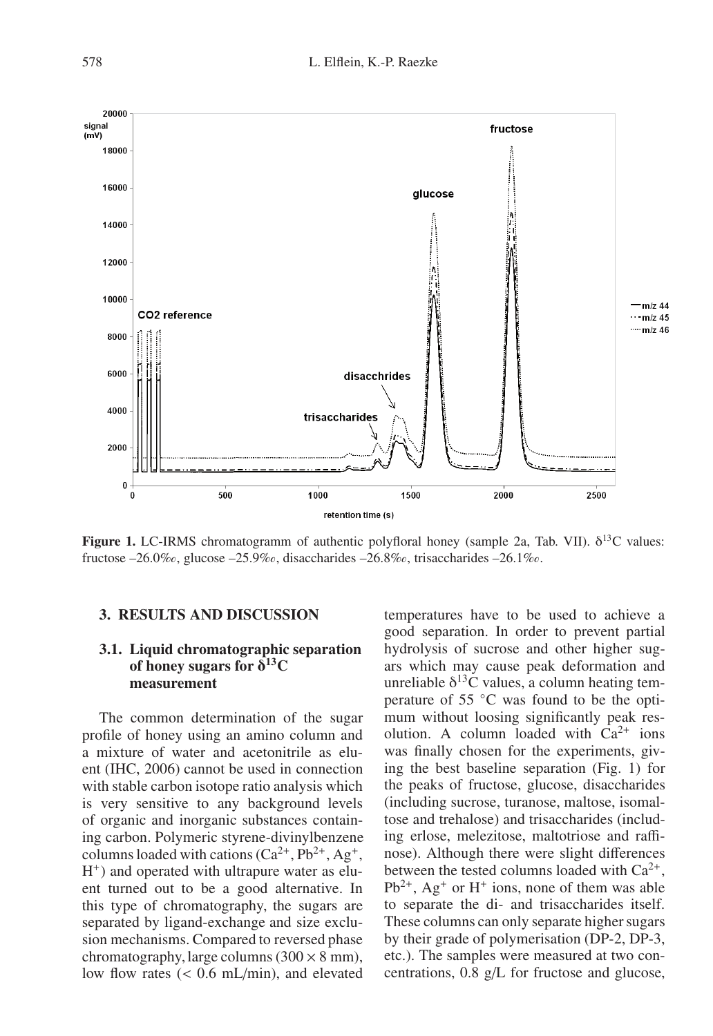**Figure 1.** LC-IRMS chromatogramm of authentic polyfloral honey (sample 2a, Tab. VII). $\delta^{13}C$ values: fructose –26.0‰, glucose –25.9‰, disaccharides –26.8‰, trisaccharides –26.1‰.

## 3. RESULTS AND DISCUSSION

### 3.1. Liquid chromatographic separation of honey sugars for $\delta^{13}C$ measurement

The common determination of the sugar profile of honey using an amino column and a mixture of water and acetonitrile as eluent (IHC, 2006) cannot be used in connection with stable carbon isotope ratio analysis which is very sensitive to any background levels of organic and inorganic substances containing carbon. Polymeric styrene-divinylbenzene columns loaded with cations ($Ca^{2+}$, $Pb^{2+}$, $Ag^{+}$, $H^{+}$) and operated with ultrapure water as eluent turned out to be a good alternative. In this type of chromatography, the sugars are separated by ligand-exchange and size exclusion mechanisms. Compared to reversed phase chromatography, large columns (300 × 8 mm), low flow rates (< 0.6 mL/min), and elevated temperatures have to be used to achieve a good separation. In order to prevent partial hydrolysis of sucrose and other higher sugars which may cause peak deformation and unreliable $\delta^{13}C$ values, a column heating temperature of 55 °C was found to be the optimum without loosing significantly peak resolution. A column loaded with $Ca^{2+}$ ions was finally chosen for the experiments, giving the best baseline separation (Fig. 1) for the peaks of fructose, glucose, disaccharides (including sucrose, turanose, maltose, isomaltose and trehalose) and trisaccharides (including erlose, melezitose, maltotriose and raffinose). Although there were slight differences between the tested columns loaded with $Ca^{2+}$, $Pb^{2+}$, $Ag^{+}$ or $H^{+}$ ions, none of them was able to separate the di- and trisaccharides itself. These columns can only separate higher sugars by their grade of polymerisation (DP-2, DP-3, etc.). The samples were measured at two concentrations, 0.8 g/L for fructose and glucose,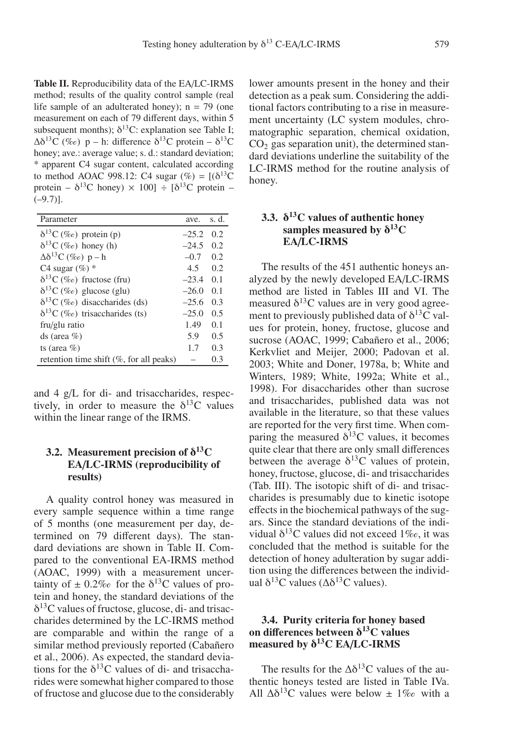**Table II.** Reproducibility data of the EA/LC-IRMS method; results of the quality control sample (real life sample of an adulterated honey); n = 79 (one measurement on each of 79 different days, within 5 subsequent months); $\delta^{13}C$: explanation see Table I; $\Delta\delta^{13}C$ (‰) p – h: difference $\delta^{13}C$ protein – $\delta^{13}C$ honey; ave.: average value; s. d.: standard deviation; * apparent C4 sugar content, calculated according to method AOAC 998.12: C4 sugar (%) = [($\delta^{13}C$ protein – $\delta^{13}C$ honey) × 100] ÷ [$\delta^{13}C$ protein – (–9.7)].

| Parameter | ave. | s. d. |
|---|---|---|
| $\delta^{13}C$ (‰) protein (p) | –25.2 | 0.2 |
| $\delta^{13}C$ (‰) honey (h) | –24.5 | 0.2 |
| $\Delta\delta^{13}C$ (‰) p – h | –0.7 | 0.2 |
| C4 sugar (%) * | 4.5 | 0.2 |
| $\delta^{13}C$ (‰) fructose (fru) | –23.4 | 0.1 |
| $\delta^{13}C$ (‰) glucose (glu) | –26.0 | 0.1 |
| $\delta^{13}C$ (‰) disaccharides (ds) | –25.6 | 0.3 |
| $\delta^{13}C$ (‰) trisaccharides (ts) | –25.0 | 0.5 |
| fru/glu ratio | 1.49 | 0.1 |
| ds (area %) | 5.9 | 0.5 |
| ts (area %) | 1.7 | 0.3 |
| retention time shift (%, for all peaks) | – | 0.3 |

and 4 g/L for di- and trisaccharides, respectively, in order to measure the $\delta^{13}C$ values within the linear range of the IRMS.

### 3.2. Measurement precision of $\delta^{13}C$ EA/LC-IRMS (reproducibility of results)

A quality control honey was measured in every sample sequence within a time range of 5 months (one measurement per day, determined on 79 different days). The standard deviations are shown in Table II. Compared to the conventional EA-IRMS method (AOAC, 1999) with a measurement uncertainty of ± 0.2‰ for the $\delta^{13}C$ values of protein and honey, the standard deviations of the $\delta^{13}C$ values of fructose, glucose, di- and trisaccharides determined by the LC-IRMS method are comparable and within the range of a similar method previously reported (Cabañero et al., 2006). As expected, the standard deviations for the $\delta^{13}C$ values of di- and trisaccharides were somewhat higher compared to those of fructose and glucose due to the considerably lower amounts present in the honey and their detection as a peak sum. Considering the additional factors contributing to a rise in measurement uncertainty (LC system modules, chromatographic separation, chemical oxidation, $CO_2$ gas separation unit), the determined standard deviations underline the suitability of the LC-IRMS method for the routine analysis of honey.

### 3.3. $\delta^{13}C$ values of authentic honey samples measured by $\delta^{13}C$ EA/LC-IRMS

The results of the 451 authentic honeys analyzed by the newly developed EA/LC-IRMS method are listed in Tables III and VI. The measured $\delta^{13}C$ values are in very good agreement to previously published data of $\delta^{13}C$ values for protein, honey, fructose, glucose and sucrose (AOAC, 1999; Cabañero et al., 2006; Kerkvliet and Meijer, 2000; Padovan et al. 2003; White and Doner, 1978a, b; White and Winters, 1989; White, 1992a; White et al., 1998). For disaccharides other than sucrose and trisaccharides, published data was not available in the literature, so that these values are reported for the very first time. When comparing the measured $\delta^{13}C$ values, it becomes quite clear that there are only small differences between the average $\delta^{13}C$ values of protein, honey, fructose, glucose, di- and trisaccharides (Tab. III). The isotopic shift of di- and trisaccharides is presumably due to kinetic isotope effects in the biochemical pathways of the sugars. Since the standard deviations of the individual $\delta^{13}C$ values did not exceed 1‰, it was concluded that the method is suitable for the detection of honey adulteration by sugar addition using the differences between the individual $\delta^{13}C$ values ($\Delta\delta^{13}C$ values).

### 3.4. Purity criteria for honey based on differences between $\delta^{13}C$ values measured by $\delta^{13}C$ EA/LC-IRMS

The results for the $\Delta\delta^{13}C$ values of the authentic honeys tested are listed in Table IVa. All $\Delta\delta^{13}C$ values were below ± 1‰ with a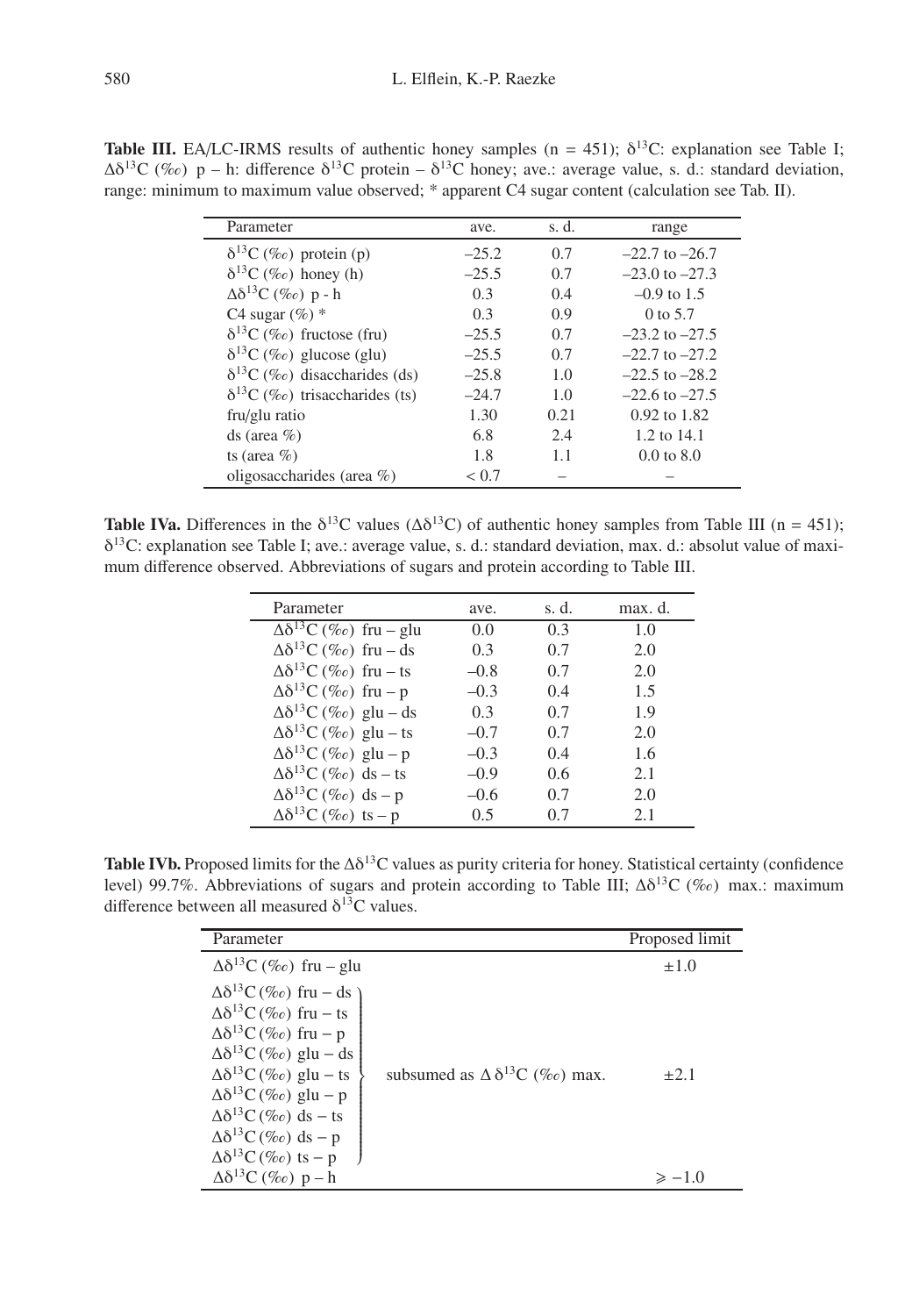**Table III.** EA/LC-IRMS results of authentic honey samples (n = 451); $\delta^{13}C$: explanation see Table I; $\Delta\delta^{13}C$ (‰) p – h: difference $\delta^{13}C$ protein – $\delta^{13}C$ honey; ave.: average value, s. d.: standard deviation, range: minimum to maximum value observed; * apparent C4 sugar content (calculation see Tab. II).

| Parameter | ave. | s. d. | range |
|---|---|---|---|
| $\delta^{13}C$ (‰) protein (p) | –25.2 | 0.7 | –22.7 to –26.7 |
| $\delta^{13}C$ (‰) honey (h) | –25.5 | 0.7 | –23.0 to –27.3 |
| $\Delta\delta^{13}C$ (‰) p - h | 0.3 | 0.4 | –0.9 to 1.5 |
| C4 sugar (%) * | 0.3 | 0.9 | 0 to 5.7 |
| $\delta^{13}C$ (‰) fructose (fru) | –25.5 | 0.7 | –23.2 to –27.5 |
| $\delta^{13}C$ (‰) glucose (glu) | –25.5 | 0.7 | –22.7 to –27.2 |
| $\delta^{13}C$ (‰) disaccharides (ds) | –25.8 | 1.0 | –22.5 to –28.2 |
| $\delta^{13}C$ (‰) trisaccharides (ts) | –24.7 | 1.0 | –22.6 to –27.5 |
| fru/glu ratio | 1.30 | 0.21 | 0.92 to 1.82 |
| ds (area %) | 6.8 | 2.4 | 1.2 to 14.1 |
| ts (area %) | 1.8 | 1.1 | 0.0 to 8.0 |
| oligosaccharides (area %) | < 0.7 | – | – |

**Table IVa.** Differences in the $\delta^{13}C$ values ($\Delta\delta^{13}C$) of authentic honey samples from Table III (n = 451); $\delta^{13}C$: explanation see Table I; ave.: average value, s. d.: standard deviation, max. d.: absolut value of maximum difference observed. Abbreviations of sugars and protein according to Table III.

| Parameter | ave. | s. d. | max. d. |
|---|---|---|---|
| $\Delta\delta^{13}C$ (‰) fru – glu | 0.0 | 0.3 | 1.0 |
| $\Delta\delta^{13}C$ (‰) fru – ds | 0.3 | 0.7 | 2.0 |
| $\Delta\delta^{13}C$ (‰) fru – ts | –0.8 | 0.7 | 2.0 |
| $\Delta\delta^{13}C$ (‰) fru – p | –0.3 | 0.4 | 1.5 |
| $\Delta\delta^{13}C$ (‰) glu – ds | 0.3 | 0.7 | 1.9 |
| $\Delta\delta^{13}C$ (‰) glu – ts | –0.7 | 0.7 | 2.0 |
| $\Delta\delta^{13}C$ (‰) glu – p | –0.3 | 0.4 | 1.6 |
| $\Delta\delta^{13}C$ (‰) ds – ts | –0.9 | 0.6 | 2.1 |
| $\Delta\delta^{13}C$ (‰) ds – p | –0.6 | 0.7 | 2.0 |
| $\Delta\delta^{13}C$ (‰) ts – p | 0.5 | 0.7 | 2.1 |

**Table IVb.** Proposed limits for the $\Delta\delta^{13}C$ values as purity criteria for honey. Statistical certainty (confidence level) 99.7%. Abbreviations of sugars and protein according to Table III; $\Delta\delta^{13}C$ (‰) max.: maximum difference between all measured $\delta^{13}C$ values.

| Parameter | | Proposed limit |
|---|---|---|
| $\Delta\delta^{13}C$ (‰) fru – glu | | ±1.0 |
| $\Delta\delta^{13}C$ (‰) fru – ds<br>$\Delta\delta^{13}C$ (‰) fru – ts<br>$\Delta\delta^{13}C$ (‰) fru – p<br>$\Delta\delta^{13}C$ (‰) glu – ds<br>$\Delta\delta^{13}C$ (‰) glu – ts<br>$\Delta\delta^{13}C$ (‰) glu – p<br>$\Delta\delta^{13}C$ (‰) ds – ts<br>$\Delta\delta^{13}C$ (‰) ds – p<br>$\Delta\delta^{13}C$ (‰) ts – p | subsumed as $\Delta\delta^{13}C$ (‰) max. | ±2.1 |
| $\Delta\delta^{13}C$ (‰) p – h | | $\geqslant -1.0$ |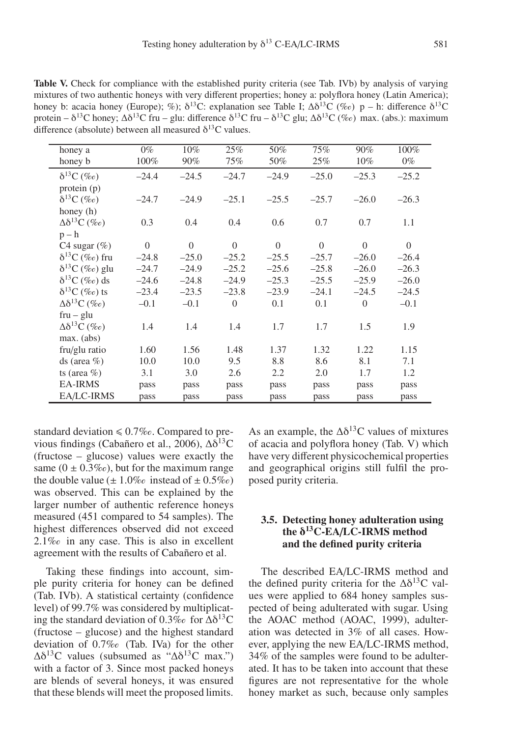**Table V.** Check for compliance with the established purity criteria (see Tab. IVb) by analysis of varying mixtures of two authentic honeys with very different properties; honey a: polyflora honey (Latin America); honey b: acacia honey (Europe); %); $\delta^{13}C$: explanation see Table I; $\Delta\delta^{13}C$ (‰) p – h: difference $\delta^{13}C$ protein – $\delta^{13}C$ honey; $\Delta\delta^{13}C$ fru – glu: difference $\delta^{13}C$ fru – $\delta^{13}C$ glu; $\Delta\delta^{13}C$ (‰) max. (abs.): maximum difference (absolute) between all measured $\delta^{13}C$ values.

| honey a<br>honey b | 0%<br>100% | 10%<br>90% | 25%<br>75% | 50%<br>50% | 75%<br>25% | 90%<br>10% | 100%<br>0% |
|---|---|---|---|---|---|---|---|
| $\delta^{13}C$ (‰) protein (p) | –24.4 | –24.5 | –24.7 | –24.9 | –25.0 | –25.3 | –25.2 |
| $\delta^{13}C$ (‰) honey (h) | –24.7 | –24.9 | –25.1 | –25.5 | –25.7 | –26.0 | –26.3 |
| $\Delta\delta^{13}C$ (‰) p – h | 0.3 | 0.4 | 0.4 | 0.6 | 0.7 | 0.7 | 1.1 |
| C4 sugar (%) | 0 | 0 | 0 | 0 | 0 | 0 | 0 |
| $\delta^{13}C$ (‰) fru | –24.8 | –25.0 | –25.2 | –25.5 | –25.7 | –26.0 | –26.4 |
| $\delta^{13}C$ (‰) glu | –24.7 | –24.9 | –25.2 | –25.6 | –25.8 | –26.0 | –26.3 |
| $\delta^{13}C$ (‰) ds | –24.6 | –24.8 | –24.9 | –25.3 | –25.5 | –25.9 | –26.0 |
| $\delta^{13}C$ (‰) ts | –23.4 | –23.5 | –23.8 | –23.9 | –24.1 | –24.5 | –24.5 |
| $\Delta\delta^{13}C$ (‰) fru – glu | –0.1 | –0.1 | 0 | 0.1 | 0.1 | 0 | –0.1 |
| $\Delta\delta^{13}C$ (‰) max. (abs) | 1.4 | 1.4 | 1.4 | 1.7 | 1.7 | 1.5 | 1.9 |
| fru/glu ratio | 1.60 | 1.56 | 1.48 | 1.37 | 1.32 | 1.22 | 1.15 |
| ds (area %) | 10.0 | 10.0 | 9.5 | 8.8 | 8.6 | 8.1 | 7.1 |
| ts (area %) | 3.1 | 3.0 | 2.6 | 2.2 | 2.0 | 1.7 | 1.2 |
| EA-IRMS | pass | pass | pass | pass | pass | pass | pass |
| EA/LC-IRMS | pass | pass | pass | pass | pass | pass | pass |

standard deviation ⩽ 0.7‰. Compared to previous findings (Cabañero et al., 2006), $\Delta\delta^{13}C$ (fructose – glucose) values were exactly the same (0 ± 0.3‰), but for the maximum range the double value (± 1.0‰ instead of ± 0.5‰) was observed. This can be explained by the larger number of authentic reference honeys measured (451 compared to 54 samples). The highest differences observed did not exceed 2.1‰ in any case. This is also in excellent agreement with the results of Cabañero et al.

Taking these findings into account, simple purity criteria for honey can be defined (Tab. IVb). A statistical certainty (confidence level) of 99.7% was considered by multiplicating the standard deviation of 0.3‰ for $\Delta\delta^{13}C$ (fructose – glucose) and the highest standard deviation of 0.7‰ (Tab. IVa) for the other $\Delta\delta^{13}C$ values (subsumed as "$\Delta\delta^{13}C$ max.") with a factor of 3. Since most packed honeys are blends of several honeys, it was ensured that these blends will meet the proposed limits. As an example, the $\Delta\delta^{13}C$ values of mixtures of acacia and polyflora honey (Tab. V) which have very different physicochemical properties and geographical origins still fulfil the proposed purity criteria.

### 3.5. Detecting honey adulteration using the $\delta^{13}C$-EA/LC-IRMS method and the defined purity criteria

The described EA/LC-IRMS method and the defined purity criteria for the $\Delta\delta^{13}C$ values were applied to 684 honey samples suspected of being adulterated with sugar. Using the AOAC method (AOAC, 1999), adulteration was detected in 3% of all cases. However, applying the new EA/LC-IRMS method, 34% of the samples were found to be adulterated. It has to be taken into account that these figures are not representative for the whole honey market as such, because only samples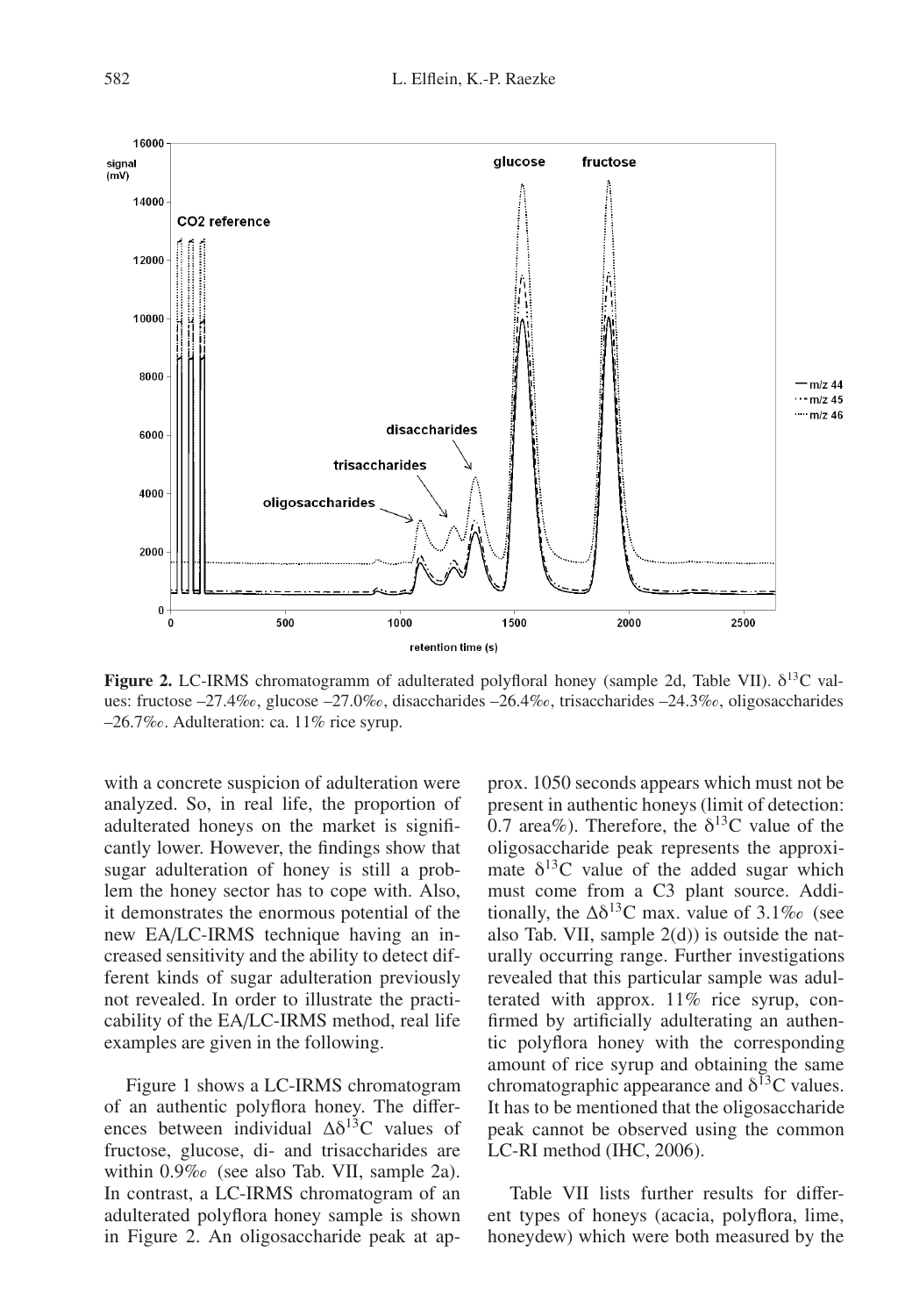**Figure 2.** LC-IRMS chromatogramm of adulterated polyfloral honey (sample 2d, Table VII). $\delta^{13}C$ values: fructose –27.4‰, glucose –27.0‰, disaccharides –26.4‰, trisaccharides –24.3‰, oligosaccharides –26.7‰. Adulteration: ca. 11% rice syrup.

with a concrete suspicion of adulteration were analyzed. So, in real life, the proportion of adulterated honeys on the market is significantly lower. However, the findings show that sugar adulteration of honey is still a problem the honey sector has to cope with. Also, it demonstrates the enormous potential of the new EA/LC-IRMS technique having an increased sensitivity and the ability to detect different kinds of sugar adulteration previously not revealed. In order to illustrate the practicability of the EA/LC-IRMS method, real life examples are given in the following.

Figure 1 shows a LC-IRMS chromatogram of an authentic polyflora honey. The differences between individual $\Delta\delta^{13}C$ values of fructose, glucose, di- and trisaccharides are within 0.9‰ (see also Tab. VII, sample 2a). In contrast, a LC-IRMS chromatogram of an adulterated polyflora honey sample is shown in Figure 2. An oligosaccharide peak at approx. 1050 seconds appears which must not be present in authentic honeys (limit of detection: 0.7 area%). Therefore, the $\delta^{13}C$ value of the oligosaccharide peak represents the approximate $\delta^{13}C$ value of the added sugar which must come from a C3 plant source. Additionally, the $\Delta\delta^{13}C$ max. value of 3.1‰ (see also Tab. VII, sample 2(d)) is outside the naturally occurring range. Further investigations revealed that this particular sample was adulterated with approx. 11% rice syrup, confirmed by artificially adulterating an authentic polyflora honey with the corresponding amount of rice syrup and obtaining the same chromatographic appearance and $\delta^{13}C$ values. It has to be mentioned that the oligosaccharide peak cannot be observed using the common LC-RI method (IHC, 2006).

Table VII lists further results for different types of honeys (acacia, polyflora, lime, honeydew) which were both measured by the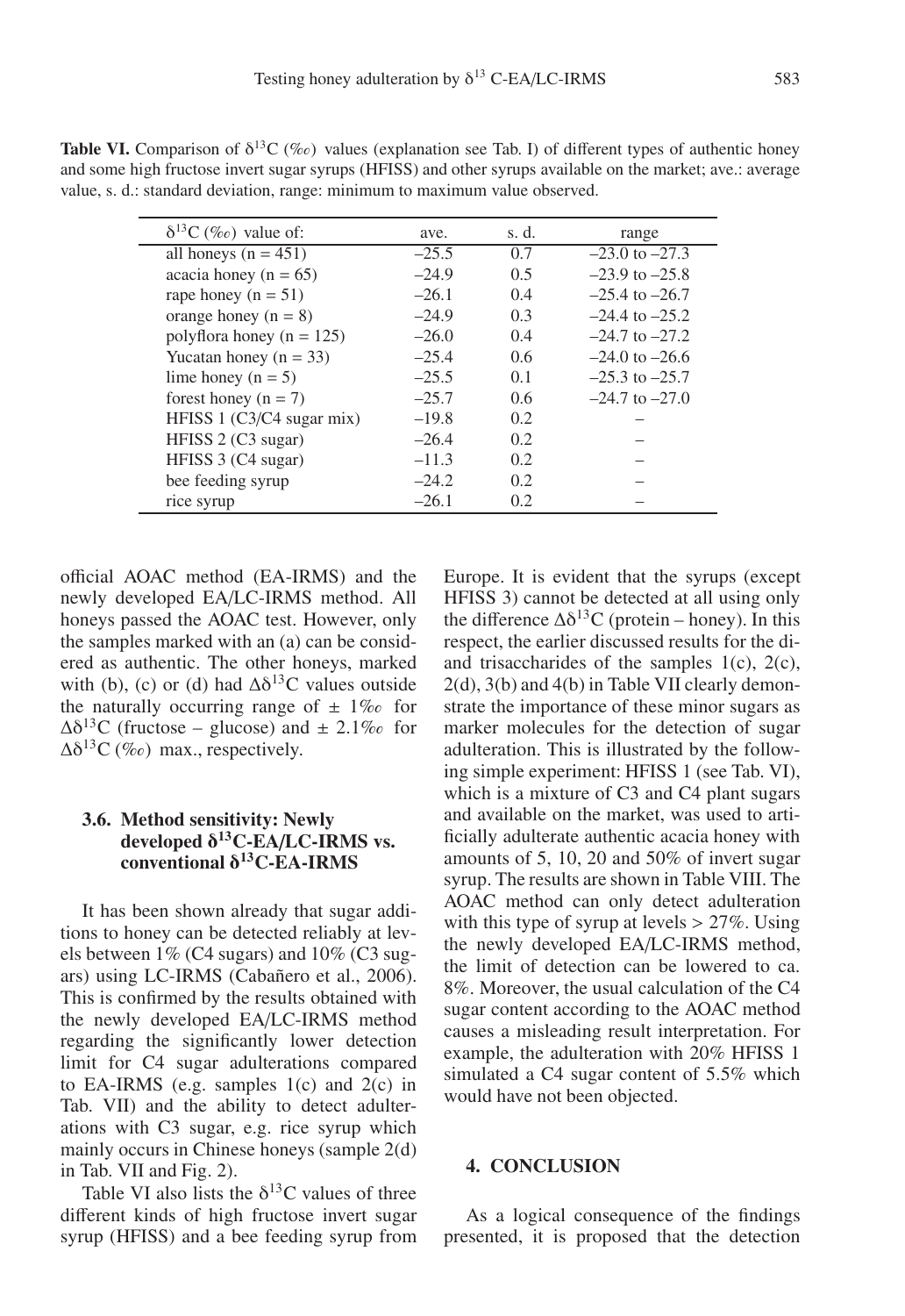**Table VI.** Comparison of $\delta^{13}C$ (‰) values (explanation see Tab. I) of different types of authentic honey and some high fructose invert sugar syrups (HFISS) and other syrups available on the market; ave.: average value, s. d.: standard deviation, range: minimum to maximum value observed.

| $\delta^{13}C$ (‰) value of: | ave. | s. d. | range |
|---|---|---|---|
| all honeys (n = 451) | –25.5 | 0.7 | –23.0 to –27.3 |
| acacia honey (n = 65) | –24.9 | 0.5 | –23.9 to –25.8 |
| rape honey (n = 51) | –26.1 | 0.4 | –25.4 to –26.7 |
| orange honey (n = 8) | –24.9 | 0.3 | –24.4 to –25.2 |
| polyflora honey (n = 125) | –26.0 | 0.4 | –24.7 to –27.2 |
| Yucatan honey (n = 33) | –25.4 | 0.6 | –24.0 to –26.6 |
| lime honey (n = 5) | –25.5 | 0.1 | –25.3 to –25.7 |
| forest honey (n = 7) | –25.7 | 0.6 | –24.7 to –27.0 |
| HFISS 1 (C3/C4 sugar mix) | –19.8 | 0.2 | – |
| HFISS 2 (C3 sugar) | –26.4 | 0.2 | – |
| HFISS 3 (C4 sugar) | –11.3 | 0.2 | – |
| bee feeding syrup | –24.2 | 0.2 | – |
| rice syrup | –26.1 | 0.2 | – |

official AOAC method (EA-IRMS) and the newly developed EA/LC-IRMS method. All honeys passed the AOAC test. However, only the samples marked with an (a) can be considered as authentic. The other honeys, marked with (b), (c) or (d) had $\Delta\delta^{13}C$ values outside the naturally occurring range of ± 1‰ for $\Delta\delta^{13}C$ (fructose – glucose) and ± 2.1‰ for $\Delta\delta^{13}C$ (‰) max., respectively.

### 3.6. Method sensitivity: Newly developed $\delta^{13}C$-EA/LC-IRMS vs. conventional $\delta^{13}C$-EA-IRMS

It has been shown already that sugar additions to honey can be detected reliably at levels between 1% (C4 sugars) and 10% (C3 sugars) using LC-IRMS (Cabañero et al., 2006). This is confirmed by the results obtained with the newly developed EA/LC-IRMS method regarding the significantly lower detection limit for C4 sugar adulterations compared to EA-IRMS (e.g. samples 1(c) and 2(c) in Tab. VII) and the ability to detect adulterations with C3 sugar, e.g. rice syrup which mainly occurs in Chinese honeys (sample 2(d) in Tab. VII and Fig. 2).

Table VI also lists the $\delta^{13}C$ values of three different kinds of high fructose invert sugar syrup (HFISS) and a bee feeding syrup from Europe. It is evident that the syrups (except HFISS 3) cannot be detected at all using only the difference $\Delta\delta^{13}C$ (protein – honey). In this respect, the earlier discussed results for the di- and trisaccharides of the samples 1(c), 2(c), 2(d), 3(b) and 4(b) in Table VII clearly demonstrate the importance of these minor sugars as marker molecules for the detection of sugar adulteration. This is illustrated by the following simple experiment: HFISS 1 (see Tab. VI), which is a mixture of C3 and C4 plant sugars and available on the market, was used to artificially adulterate authentic acacia honey with amounts of 5, 10, 20 and 50% of invert sugar syrup. The results are shown in Table VIII. The AOAC method can only detect adulteration with this type of syrup at levels > 27%. Using the newly developed EA/LC-IRMS method, the limit of detection can be lowered to ca. 8%. Moreover, the usual calculation of the C4 sugar content according to the AOAC method causes a misleading result interpretation. For example, the adulteration with 20% HFISS 1 simulated a C4 sugar content of 5.5% which would have not been objected.

## 4. CONCLUSION

As a logical consequence of the findings presented, it is proposed that the detection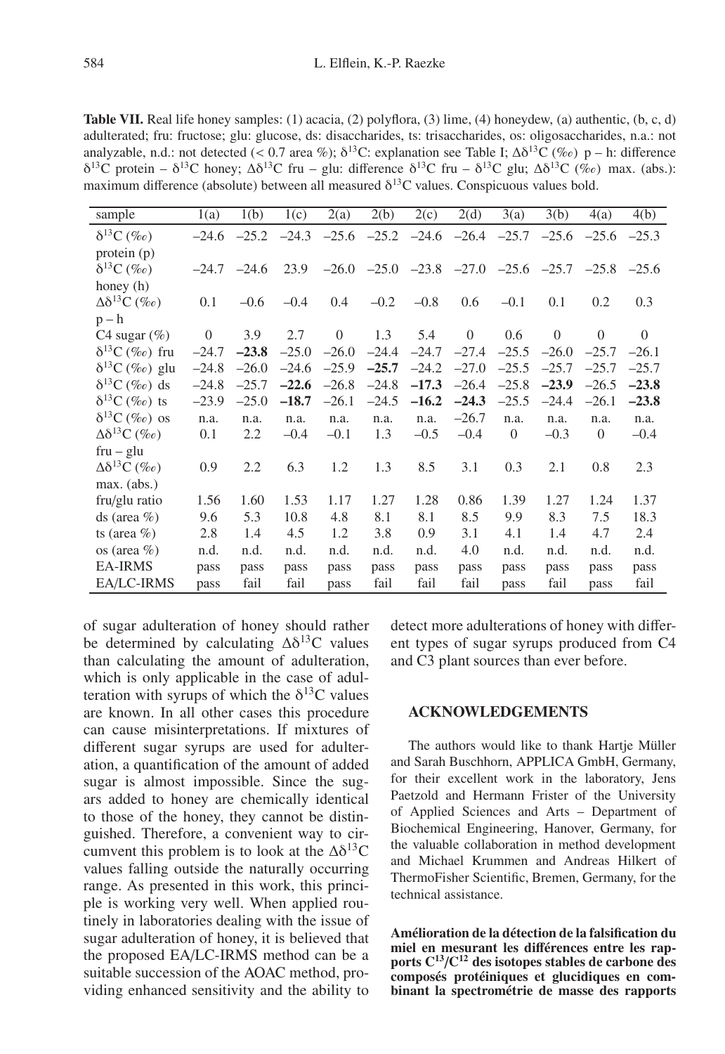**Table VII.** Real life honey samples: (1) acacia, (2) polyflora, (3) lime, (4) honeydew, (a) authentic, (b, c, d) adulterated; fru: fructose; glu: glucose, ds: disaccharides, ts: trisaccharides, os: oligosaccharides, n.a.: not analyzable, n.d.: not detected (< 0.7 area %); $\delta^{13}C$: explanation see Table I; $\Delta\delta^{13}C$ (‰) p – h: difference $\delta^{13}C$ protein – $\delta^{13}C$ honey; $\Delta\delta^{13}C$ fru – glu: difference $\delta^{13}C$ fru – $\delta^{13}C$ glu; $\Delta\delta^{13}C$ (‰) max. (abs.): maximum difference (absolute) between all measured $\delta^{13}C$ values. Conspicuous values bold.

| sample | 1(a) | 1(b) | 1(c) | 2(a) | 2(b) | 2(c) | 2(d) | 3(a) | 3(b) | 4(a) | 4(b) |
|---|---|---|---|---|---|---|---|---|---|---|---|
| $\delta^{13}C$ (‰) protein (p) | –24.6 | –25.2 | –24.3 | –25.6 | –25.2 | –24.6 | –26.4 | –25.7 | –25.6 | –25.6 | –25.3 |
| $\delta^{13}C$ (‰) honey (h) | –24.7 | –24.6 | 23.9 | –26.0 | –25.0 | –23.8 | –27.0 | –25.6 | –25.7 | –25.8 | –25.6 |
| $\Delta\delta^{13}C$ (‰) p – h | 0.1 | –0.6 | –0.4 | 0.4 | –0.2 | –0.8 | 0.6 | –0.1 | 0.1 | 0.2 | 0.3 |
| C4 sugar (%) | 0 | 3.9 | 2.7 | 0 | 1.3 | 5.4 | 0 | 0.6 | 0 | 0 | 0 |
| $\delta^{13}C$ (‰) fru | –24.7 | **–23.8** | –25.0 | –26.0 | –24.4 | –24.7 | –27.4 | –25.5 | –26.0 | –25.7 | –26.1 |
| $\delta^{13}C$ (‰) glu | –24.8 | –26.0 | –24.6 | –25.9 | **–25.7** | –24.2 | –27.0 | –25.5 | –25.7 | –25.7 | –25.7 |
| $\delta^{13}C$ (‰) ds | –24.8 | –25.7 | **–22.6** | –26.8 | –24.8 | **–17.3** | –26.4 | –25.8 | **–23.9** | –26.5 | **–23.8** |
| $\delta^{13}C$ (‰) ts | –23.9 | –25.0 | **–18.7** | –26.1 | –24.5 | **–16.2** | **–24.3** | –25.5 | –24.4 | –26.1 | **–23.8** |
| $\delta^{13}C$ (‰) os | n.a. | n.a. | n.a. | n.a. | n.a. | n.a. | –26.7 | n.a. | n.a. | n.a. | n.a. |
| $\Delta\delta^{13}C$ (‰) fru – glu | 0.1 | 2.2 | –0.4 | –0.1 | 1.3 | –0.5 | –0.4 | 0 | –0.3 | 0 | –0.4 |
| $\Delta\delta^{13}C$ (‰) max. (abs.) | 0.9 | 2.2 | 6.3 | 1.2 | 1.3 | 8.5 | 3.1 | 0.3 | 2.1 | 0.8 | 2.3 |
| fru/glu ratio | 1.56 | 1.60 | 1.53 | 1.17 | 1.27 | 1.28 | 0.86 | 1.39 | 1.27 | 1.24 | 1.37 |
| ds (area %) | 9.6 | 5.3 | 10.8 | 4.8 | 8.1 | 8.1 | 8.5 | 9.9 | 8.3 | 7.5 | 18.3 |
| ts (area %) | 2.8 | 1.4 | 4.5 | 1.2 | 3.8 | 0.9 | 3.1 | 4.1 | 1.4 | 4.7 | 2.4 |
| os (area %) | n.d. | n.d. | n.d. | n.d. | n.d. | n.d. | 4.0 | n.d. | n.d. | n.d. | n.d. |
| EA-IRMS | pass | pass | pass | pass | pass | pass | pass | pass | pass | pass | pass |
| EA/LC-IRMS | pass | fail | fail | pass | fail | fail | fail | pass | fail | pass | fail |

of sugar adulteration of honey should rather be determined by calculating $\Delta\delta^{13}C$ values than calculating the amount of adulteration, which is only applicable in the case of adulteration with syrups of which the $\delta^{13}C$ values are known. In all other cases this procedure can cause misinterpretations. If mixtures of different sugar syrups are used for adulteration, a quantification of the amount of added sugar is almost impossible. Since the sugars added to honey are chemically identical to those of the honey, they cannot be distinguished. Therefore, a convenient way to circumvent this problem is to look at the $\Delta\delta^{13}C$ values falling outside the naturally occurring range. As presented in this work, this principle is working very well. When applied routinely in laboratories dealing with the issue of sugar adulteration of honey, it is believed that the proposed EA/LC-IRMS method can be a suitable succession of the AOAC method, providing enhanced sensitivity and the ability to detect more adulterations of honey with different types of sugar syrups produced from C4 and C3 plant sources than ever before.

## ACKNOWLEDGEMENTS

The authors would like to thank Hartje Müller and Sarah Buschhorn, APPLICA GmbH, Germany, for their excellent work in the laboratory, Jens Paetzold and Hermann Frister of the University of Applied Sciences and Arts – Department of Biochemical Engineering, Hanover, Germany, for the valuable collaboration in method development and Michael Krummen and Andreas Hilkert of ThermoFisher Scientific, Bremen, Germany, for the technical assistance.

**Amélioration de la détection de la falsification du miel en mesurant les différences entre les rapports $C^{13}/C^{12}$ des isotopes stables de carbone des composés protéiniques et glucidiques en combinant la spectrométrie de masse des rapports**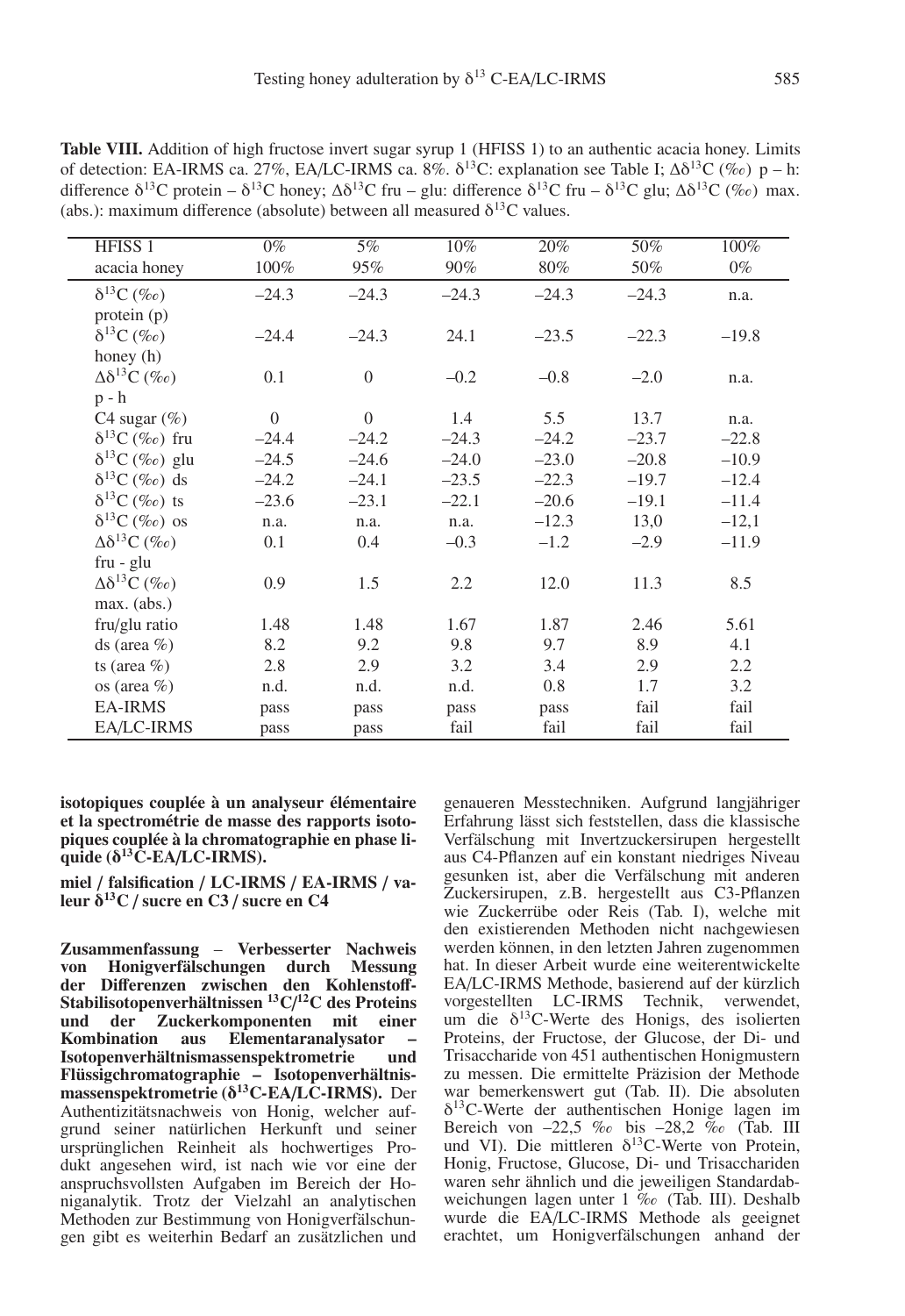**Table VIII.** Addition of high fructose invert sugar syrup 1 (HFISS 1) to an authentic acacia honey. Limits of detection: EA-IRMS ca. 27%, EA/LC-IRMS ca. 8%. $\delta^{13}$C: explanation see Table I; $\Delta\delta^{13}$C (‰) p – h: difference $\delta^{13}$C protein – $\delta^{13}$C honey; $\Delta\delta^{13}$C fru – glu: difference $\delta^{13}$C fru – $\delta^{13}$C glu; $\Delta\delta^{13}$C (‰) max. (abs.): maximum difference (absolute) between all measured $\delta^{13}$C values.

| HFISS 1<br>acacia honey | 0%<br>100% | 5%<br>95% | 10%<br>90% | 20%<br>80% | 50%<br>50% | 100%<br>0% |
|---|---|---|---|---|---|---|
| $\delta^{13}$C (‰) protein (p) | –24.3 | –24.3 | –24.3 | –24.3 | –24.3 | n.a. |
| $\delta^{13}$C (‰) honey (h) | –24.4 | –24.3 | 24.1 | –23.5 | –22.3 | –19.8 |
| $\Delta\delta^{13}$C (‰) p - h | 0.1 | 0 | –0.2 | –0.8 | –2.0 | n.a. |
| C4 sugar (%) | 0 | 0 | 1.4 | 5.5 | 13.7 | n.a. |
| $\delta^{13}$C (‰) fru | –24.4 | –24.2 | –24.3 | –24.2 | –23.7 | –22.8 |
| $\delta^{13}$C (‰) glu | –24.5 | –24.6 | –24.0 | –23.0 | –20.8 | –10.9 |
| $\delta^{13}$C (‰) ds | –24.2 | –24.1 | –23.5 | –22.3 | –19.7 | –12.4 |
| $\delta^{13}$C (‰) ts | –23.6 | –23.1 | –22.1 | –20.6 | –19.1 | –11.4 |
| $\delta^{13}$C (‰) os | n.a. | n.a. | n.a. | –12.3 | 13,0 | –12,1 |
| $\Delta\delta^{13}$C (‰) fru - glu | 0.1 | 0.4 | –0.3 | –1.2 | –2.9 | –11.9 |
| $\Delta\delta^{13}$C (‰) max. (abs.) | 0.9 | 1.5 | 2.2 | 12.0 | 11.3 | 8.5 |
| fru/glu ratio | 1.48 | 1.48 | 1.67 | 1.87 | 2.46 | 5.61 |
| ds (area %) | 8.2 | 9.2 | 9.8 | 9.7 | 8.9 | 4.1 |
| ts (area %) | 2.8 | 2.9 | 3.2 | 3.4 | 2.9 | 2.2 |
| os (area %) | n.d. | n.d. | n.d. | 0.8 | 1.7 | 3.2 |
| EA-IRMS | pass | pass | pass | pass | fail | fail |
| EA/LC-IRMS | pass | pass | fail | fail | fail | fail |

**isotopiques couplée à un analyseur élémentaire et la spectrométrie de masse des rapports isotopiques couplée à la chromatographie en phase liquide ($\delta^{13}$C-EA/LC-IRMS).**

**miel / falsification / LC-IRMS / EA-IRMS / valeur $\delta^{13}$C / sucre en C3 / sucre en C4**

**Zusammenfassung – Verbesserter Nachweis von Honigverfälschungen durch Messung der Differenzen zwischen den Kohlenstoff-Stabilisotopenverhältnissen $^{13}$C/$^{12}$C des Proteins und der Zuckerkomponenten mit einer Kombination aus Elementaranalysator – Isotopenverhältnismassenspektrometrie und Flüssigchromatographie – Isotopenverhältnismassenspektrometrie ($\delta^{13}$C-EA/LC-IRMS).** Der Authentizitätsnachweis von Honig, welcher aufgrund seiner natürlichen Herkunft und seiner ursprünglichen Reinheit als hochwertiges Produkt angesehen wird, ist nach wie vor eine der anspruchsvollsten Aufgaben im Bereich der Honiganalytik. Trotz der Vielzahl an analytischen Methoden zur Bestimmung von Honigverfälschungen gibt es weiterhin Bedarf an zusätzlichen und genaueren Messtechniken. Aufgrund langjähriger Erfahrung lässt sich feststellen, dass die klassische Verfälschung mit Invertzuckersirupen hergestellt aus C4-Pflanzen auf ein konstant niedriges Niveau gesunken ist, aber die Verfälschung mit anderen Zuckersirupen, z.B. hergestellt aus C3-Pflanzen wie Zuckerrübe oder Reis (Tab. I), welche mit den existierenden Methoden nicht nachgewiesen werden können, in den letzten Jahren zugenommen hat. In dieser Arbeit wurde eine weiterentwickelte EA/LC-IRMS Methode, basierend auf der kürzlich vorgestellten LC-IRMS Technik, verwendet, um die $\delta^{13}$C-Werte des Honigs, des isolierten Proteins, der Fructose, der Glucose, der Di- und Trisaccharide von 451 authentischen Honigmustern zu messen. Die ermittelte Präzision der Methode war bemerkenswert gut (Tab. II). Die absoluten $\delta^{13}$C-Werte der authentischen Honige lagen im Bereich von –22,5 ‰ bis –28,2 ‰ (Tab. III und VI). Die mittleren $\delta^{13}$C-Werte von Protein, Honig, Fructose, Glucose, Di- und Trisacchariden waren sehr ähnlich und die jeweiligen Standardabweichungen lagen unter 1 ‰ (Tab. III). Deshalb wurde die EA/LC-IRMS Methode als geeignet erachtet, um Honigverfälschungen anhand der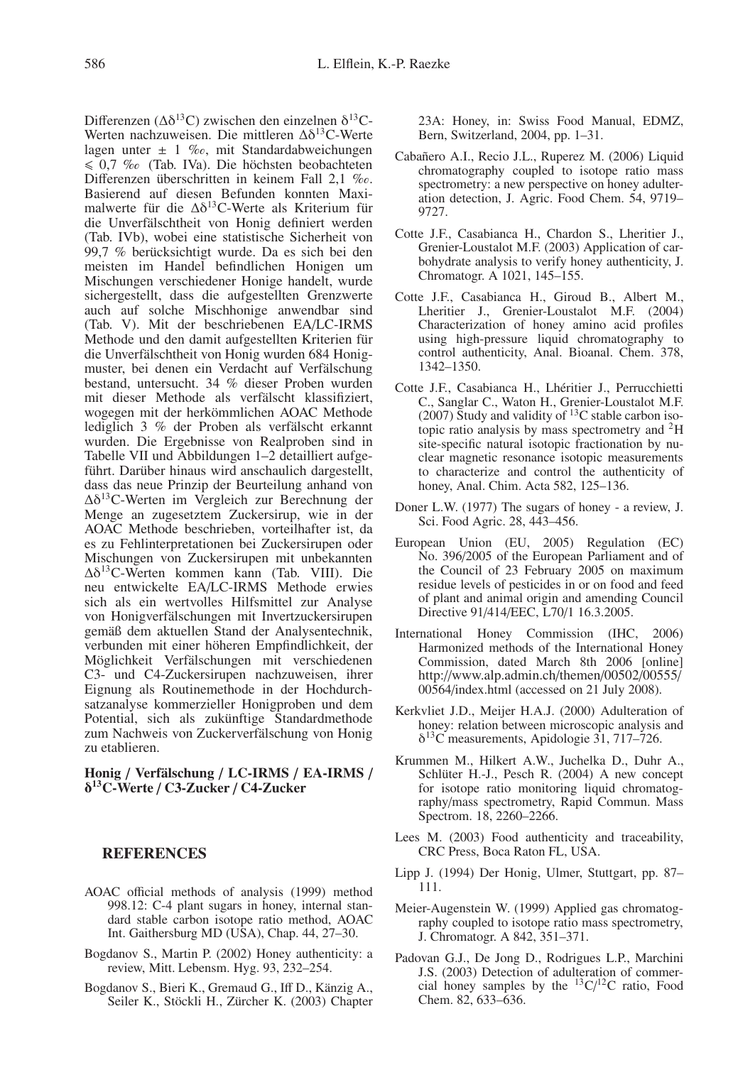Differenzen ($\Delta\delta^{13}C$) zwischen den einzelnen $\delta^{13}C$-Werten nachzuweisen. Die mittleren $\Delta\delta^{13}C$-Werte lagen unter ± 1 ‰, mit Standardabweichungen ≤ 0,7 ‰ (Tab. IVa). Die höchsten beobachteten Differenzen überschritten in keinem Fall 2,1 ‰. Basierend auf diesen Befunden konnten Maximalwerte für die $\Delta\delta^{13}C$-Werte als Kriterium für die Unverfälschtheit von Honig definiert werden (Tab. IVb), wobei eine statistische Sicherheit von 99,7 % berücksichtigt wurde. Da es sich bei den meisten im Handel befindlichen Honigen um Mischungen verschiedener Honige handelt, wurde sichergestellt, dass die aufgestellten Grenzwerte auch auf solche Mischhonige anwendbar sind (Tab. V). Mit der beschriebenen EA/LC-IRMS Methode und den damit aufgestellten Kriterien für die Unverfälschtheit von Honig wurden 684 Honigmuster, bei denen ein Verdacht auf Verfälschung bestand, untersucht. 34 % dieser Proben wurden mit dieser Methode als verfälscht klassifiziert, wogegen mit der herkömmlichen AOAC Methode lediglich 3 % der Proben als verfälscht erkannt wurden. Die Ergebnisse von Realproben sind in Tabelle VII und Abbildungen 1–2 detailliert aufgeführt. Darüber hinaus wird anschaulich dargestellt, dass das neue Prinzip der Beurteilung anhand von $\Delta\delta^{13}C$-Werten im Vergleich zur Berechnung der Menge an zugesetztem Zuckersirup, wie in der AOAC Methode beschrieben, vorteilhafter ist, da es zu Fehlinterpretationen bei Zuckersirupen oder Mischungen von Zuckersirupen mit unbekannten $\Delta\delta^{13}C$-Werten kommen kann (Tab. VIII). Die neu entwickelte EA/LC-IRMS Methode erwies sich als ein wertvolles Hilfsmittel zur Analyse von Honigverfälschungen mit Invertzuckersirupen gemäß dem aktuellen Stand der Analysentechnik, verbunden mit einer höheren Empfindlichkeit, der Möglichkeit Verfälschungen mit verschiedenen C3- und C4-Zuckersirupen nachzuweisen, ihrer Eignung als Routinemethode in der Hochdurchsatzanalyse kommerzieller Honigproben und dem Potential, sich als zukünftige Standardmethode zum Nachweis von Zuckerverfälschung von Honig zu etablieren.

**Honig / Verfälschung / LC-IRMS / EA-IRMS / $\delta^{13}C$-Werte / C3-Zucker / C4-Zucker**

## REFERENCES

AOAC official methods of analysis (1999) method 998.12: C-4 plant sugars in honey, internal standard stable carbon isotope ratio method, AOAC Int. Gaithersburg MD (USA), Chap. 44, 27–30.

Bogdanov S., Martin P. (2002) Honey authenticity: a review, Mitt. Lebensm. Hyg. 93, 232–254.

Bogdanov S., Bieri K., Gremaud G., Iff D., Känzig A., Seiler K., Stöckli H., Zürcher K. (2003) Chapter 23A: Honey, in: Swiss Food Manual, EDMZ, Bern, Switzerland, 2004, pp. 1–31.

Cabañero A.I., Recio J.L., Ruperez M. (2006) Liquid chromatography coupled to isotope ratio mass spectrometry: a new perspective on honey adulteration detection, J. Agric. Food Chem. 54, 9719–9727.

Cotte J.F., Casabianca H., Chardon S., Lheritier J., Grenier-Loustalot M.F. (2003) Application of carbohydrate analysis to verify honey authenticity, J. Chromatogr. A 1021, 145–155.

Cotte J.F., Casabianca H., Giroud B., Albert M., Lheritier J., Grenier-Loustalot M.F. (2004) Characterization of honey amino acid profiles using high-pressure liquid chromatography to control authenticity, Anal. Bioanal. Chem. 378, 1342–1350.

Cotte J.F., Casabianca H., Lhéritier J., Perrucchietti C., Sanglar C., Waton H., Grenier-Loustalot M.F. (2007) Study and validity of $^{13}C$ stable carbon isotopic ratio analysis by mass spectrometry and $^{2}H$ site-specific natural isotopic fractionation by nuclear magnetic resonance isotopic measurements to characterize and control the authenticity of honey, Anal. Chim. Acta 582, 125–136.

Doner L.W. (1977) The sugars of honey - a review, J. Sci. Food Agric. 28, 443–456.

European Union (EU, 2005) Regulation (EC) No. 396/2005 of the European Parliament and of the Council of 23 February 2005 on maximum residue levels of pesticides in or on food and feed of plant and animal origin and amending Council Directive 91/414/EEC, L70/1 16.3.2005.

International Honey Commission (IHC, 2006) Harmonized methods of the International Honey Commission, dated March 8th 2006 [online] http://www.alp.admin.ch/themen/00502/00555/00564/index.html (accessed on 21 July 2008).

Kerkvliet J.D., Meijer H.A.J. (2000) Adulteration of honey: relation between microscopic analysis and $\delta^{13}C$ measurements, Apidologie 31, 717–726.

Krummen M., Hilkert A.W., Juchelka D., Duhr A., Schlüter H.-J., Pesch R. (2004) A new concept for isotope ratio monitoring liquid chromatography/mass spectrometry, Rapid Commun. Mass Spectrom. 18, 2260–2266.

Lees M. (2003) Food authenticity and traceability, CRC Press, Boca Raton FL, USA.

Lipp J. (1994) Der Honig, Ulmer, Stuttgart, pp. 87–111.

Meier-Augenstein W. (1999) Applied gas chromatography coupled to isotope ratio mass spectrometry, J. Chromatogr. A 842, 351–371.

Padovan G.J., De Jong D., Rodrigues L.P., Marchini J.S. (2003) Detection of adulteration of commercial honey samples by the $^{13}C/^{12}C$ ratio, Food Chem. 82, 633–636.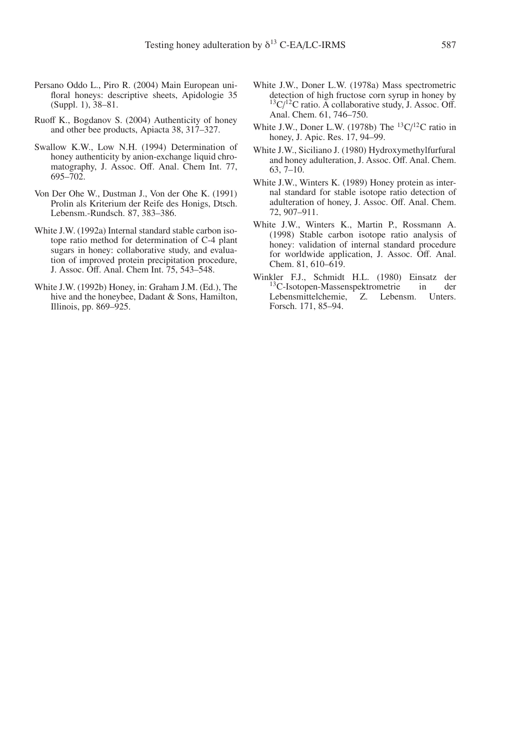Persano Oddo L., Piro R. (2004) Main European unifloral honeys: descriptive sheets, Apidologie 35 (Suppl. 1), 38–81.

Ruoff K., Bogdanov S. (2004) Authenticity of honey and other bee products, Apiacta 38, 317–327.

Swallow K.W., Low N.H. (1994) Determination of honey authenticity by anion-exchange liquid chromatography, J. Assoc. Off. Anal. Chem Int. 77, 695–702.

Von Der Ohe W., Dustman J., Von der Ohe K. (1991) Prolin als Kriterium der Reife des Honigs, Dtsch. Lebensm.-Rundsch. 87, 383–386.

White J.W. (1992a) Internal standard stable carbon isotope ratio method for determination of C-4 plant sugars in honey: collaborative study, and evaluation of improved protein precipitation procedure, J. Assoc. Off. Anal. Chem Int. 75, 543–548.

White J.W. (1992b) Honey, in: Graham J.M. (Ed.), The hive and the honeybee, Dadant & Sons, Hamilton, Illinois, pp. 869–925.

White J.W., Doner L.W. (1978a) Mass spectrometric detection of high fructose corn syrup in honey by $^{13}C/^{12}C$ ratio. A collaborative study, J. Assoc. Off. Anal. Chem. 61, 746–750.

White J.W., Doner L.W. (1978b) The $^{13}C/^{12}C$ ratio in honey, J. Apic. Res. 17, 94–99.

White J.W., Siciliano J. (1980) Hydroxymethylfurfural and honey adulteration, J. Assoc. Off. Anal. Chem. 63, 7–10.

White J.W., Winters K. (1989) Honey protein as internal standard for stable isotope ratio detection of adulteration of honey, J. Assoc. Off. Anal. Chem. 72, 907–911.

White J.W., Winters K., Martin P., Rossmann A. (1998) Stable carbon isotope ratio analysis of honey: validation of internal standard procedure for worldwide application, J. Assoc. Off. Anal. Chem. 81, 610–619.

Winkler F.J., Schmidt H.L. (1980) Einsatz der $^{13}C$-Isotopen-Massenspektrometrie in der Lebensmittelchemie, Z. Lebensm. Unters. Forsch. 171, 85–94.